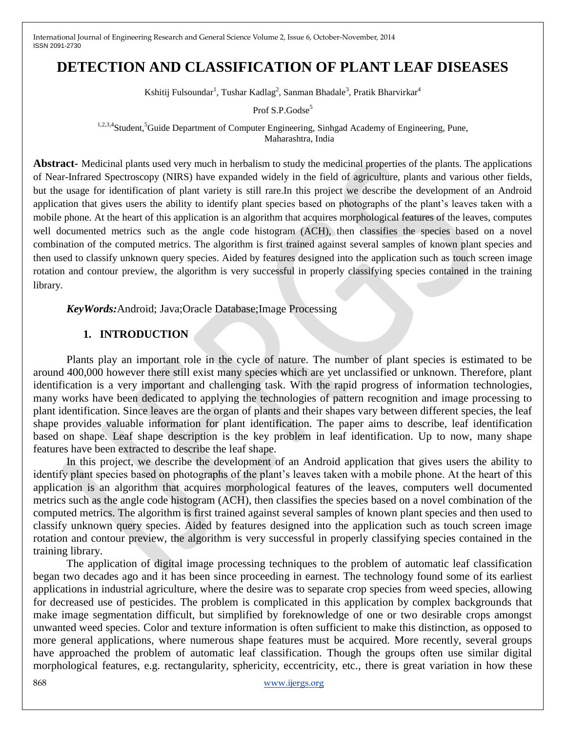# DETECTION AND CLASSIFICATION OF PLANT LEAF DISEASES

Kshitij Fulsoundar[1], Tushar Kadlag[2], Sanman Bhadale[3], Pratik Bharvirkar[4]

Prof S.P.Godse[5]

[1,2,3,4]Student,[5]Guide Department of Computer Engineering, Sinhgad Academy of Engineering, Pune, Maharashtra, India

**Abstract-** Medicinal plants used very much in herbalism to study the medicinal properties of the plants. The applications of Near-Infrared Spectroscopy (NIRS) have expanded widely in the field of agriculture, plants and various other fields, but the usage for identification of plant variety is still rare.In this project we describe the development of an Android application that gives users the ability to identify plant species based on photographs of the plant's leaves taken with a mobile phone. At the heart of this application is an algorithm that acquires morphological features of the leaves, computes well documented metrics such as the angle code histogram (ACH), then classifies the species based on a novel combination of the computed metrics. The algorithm is first trained against several samples of known plant species and then used to classify unknown query species. Aided by features designed into the application such as touch screen image rotation and contour preview, the algorithm is very successful in properly classifying species contained in the training library.

***KeyWords:***Android; Java;Oracle Database;Image Processing

## 1. INTRODUCTION

Plants play an important role in the cycle of nature. The number of plant species is estimated to be around 400,000 however there still exist many species which are yet unclassified or unknown. Therefore, plant identification is a very important and challenging task. With the rapid progress of information technologies, many works have been dedicated to applying the technologies of pattern recognition and image processing to plant identification. Since leaves are the organ of plants and their shapes vary between different species, the leaf shape provides valuable information for plant identification. The paper aims to describe, leaf identification based on shape. Leaf shape description is the key problem in leaf identification. Up to now, many shape features have been extracted to describe the leaf shape.

In this project, we describe the development of an Android application that gives users the ability to identify plant species based on photographs of the plant's leaves taken with a mobile phone. At the heart of this application is an algorithm that acquires morphological features of the leaves, computers well documented metrics such as the angle code histogram (ACH), then classifies the species based on a novel combination of the computed metrics. The algorithm is first trained against several samples of known plant species and then used to classify unknown query species. Aided by features designed into the application such as touch screen image rotation and contour preview, the algorithm is very successful in properly classifying species contained in the training library.

The application of digital image processing techniques to the problem of automatic leaf classification began two decades ago and it has been since proceeding in earnest. The technology found some of its earliest applications in industrial agriculture, where the desire was to separate crop species from weed species, allowing for decreased use of pesticides. The problem is complicated in this application by complex backgrounds that make image segmentation difficult, but simplified by foreknowledge of one or two desirable crops amongst unwanted weed species. Color and texture information is often sufficient to make this distinction, as opposed to more general applications, where numerous shape features must be acquired. More recently, several groups have approached the problem of automatic leaf classification. Though the groups often use similar digital morphological features, e.g. rectangularity, sphericity, eccentricity, etc., there is great variation in how these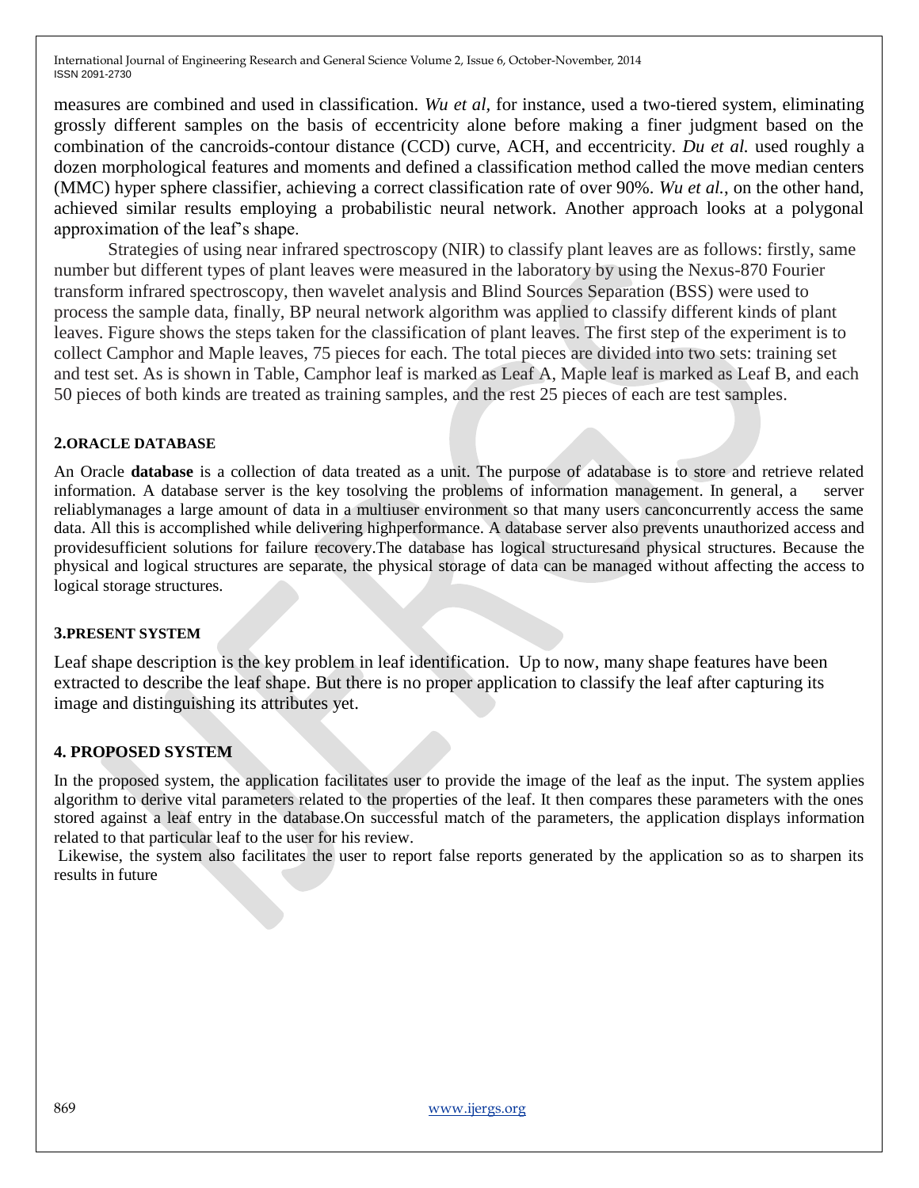measures are combined and used in classification. *Wu et al*, for instance, used a two-tiered system, eliminating grossly different samples on the basis of eccentricity alone before making a finer judgment based on the combination of the cancroids-contour distance (CCD) curve, ACH, and eccentricity. *Du et al.* used roughly a dozen morphological features and moments and defined a classification method called the move median centers (MMC) hyper sphere classifier, achieving a correct classification rate of over 90%. *Wu et al.*, on the other hand, achieved similar results employing a probabilistic neural network. Another approach looks at a polygonal approximation of the leaf's shape.

Strategies of using near infrared spectroscopy (NIR) to classify plant leaves are as follows: firstly, same number but different types of plant leaves were measured in the laboratory by using the Nexus-870 Fourier transform infrared spectroscopy, then wavelet analysis and Blind Sources Separation (BSS) were used to process the sample data, finally, BP neural network algorithm was applied to classify different kinds of plant leaves. Figure shows the steps taken for the classification of plant leaves. The first step of the experiment is to collect Camphor and Maple leaves, 75 pieces for each. The total pieces are divided into two sets: training set and test set. As is shown in Table, Camphor leaf is marked as Leaf A, Maple leaf is marked as Leaf B, and each 50 pieces of both kinds are treated as training samples, and the rest 25 pieces of each are test samples.

## 2.ORACLE DATABASE

An Oracle **database** is a collection of data treated as a unit. The purpose of adatabase is to store and retrieve related information. A database server is the key tosolving the problems of information management. In general, a server reliablymanages a large amount of data in a multiuser environment so that many users canconcurrently access the same data. All this is accomplished while delivering highperformance. A database server also prevents unauthorized access and providesufficient solutions for failure recovery.The database has logical structuresand physical structures. Because the physical and logical structures are separate, the physical storage of data can be managed without affecting the access to logical storage structures.

## 3.PRESENT SYSTEM

Leaf shape description is the key problem in leaf identification. Up to now, many shape features have been extracted to describe the leaf shape. But there is no proper application to classify the leaf after capturing its image and distinguishing its attributes yet.

## 4. PROPOSED SYSTEM

In the proposed system, the application facilitates user to provide the image of the leaf as the input. The system applies algorithm to derive vital parameters related to the properties of the leaf. It then compares these parameters with the ones stored against a leaf entry in the database.On successful match of the parameters, the application displays information related to that particular leaf to the user for his review.

Likewise, the system also facilitates the user to report false reports generated by the application so as to sharpen its results in future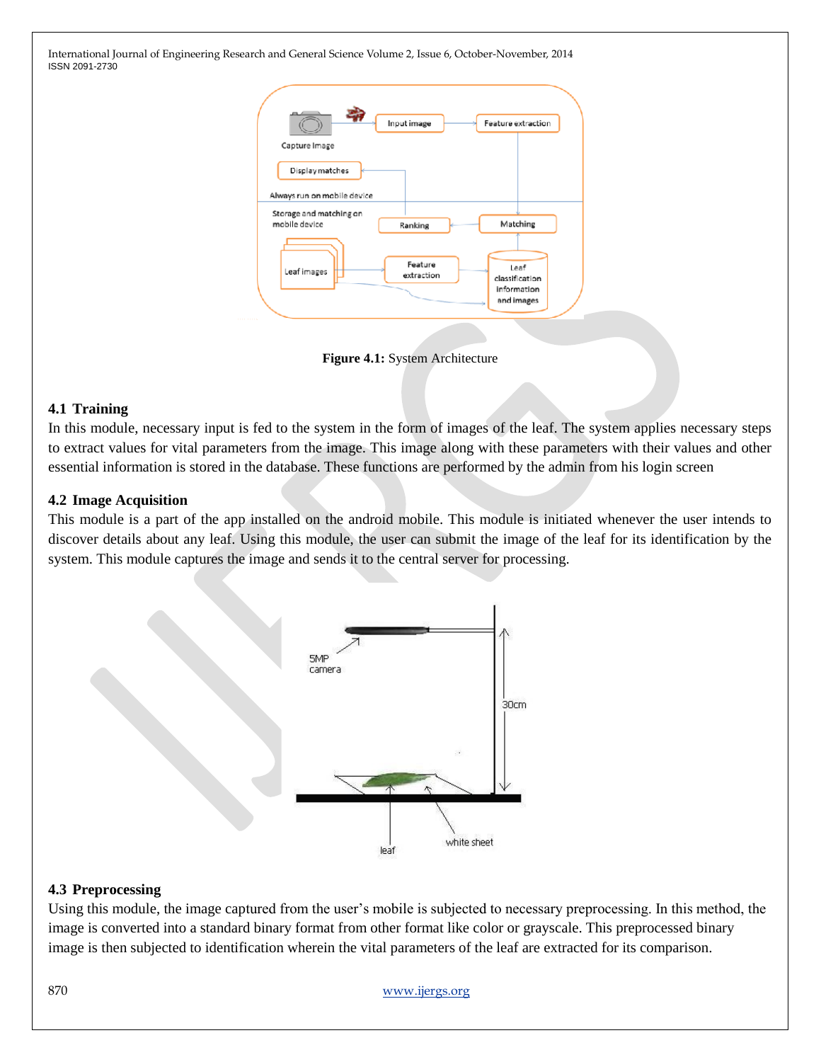Figure 4.1: System Architecture

### 4.1 Training

In this module, necessary input is fed to the system in the form of images of the leaf. The system applies necessary steps to extract values for vital parameters from the image. This image along with these parameters with their values and other essential information is stored in the database. These functions are performed by the admin from his login screen

### 4.2 Image Acquisition

This module is a part of the app installed on the android mobile. This module is initiated whenever the user intends to discover details about any leaf. Using this module, the user can submit the image of the leaf for its identification by the system. This module captures the image and sends it to the central server for processing.

### 4.3 Preprocessing

Using this module, the image captured from the user's mobile is subjected to necessary preprocessing. In this method, the image is converted into a standard binary format from other format like color or grayscale. This preprocessed binary image is then subjected to identification wherein the vital parameters of the leaf are extracted for its comparison.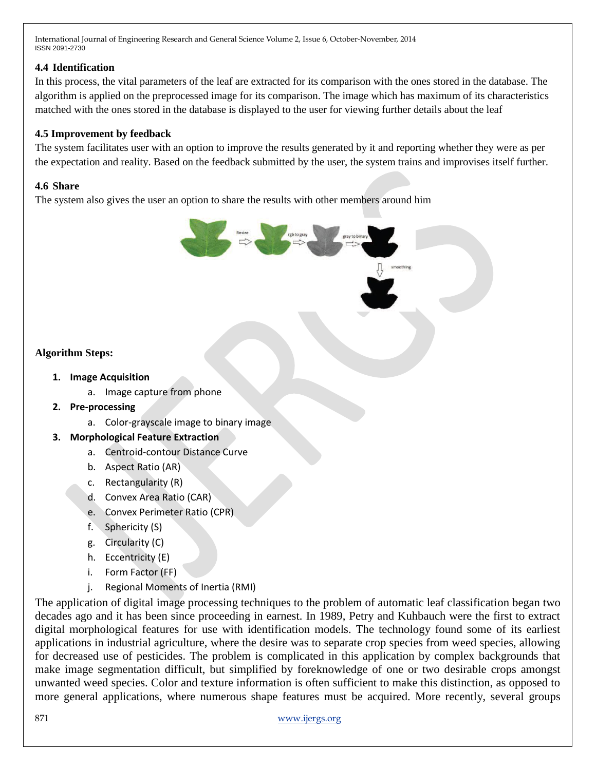### 4.4 Identification

In this process, the vital parameters of the leaf are extracted for its comparison with the ones stored in the database. The algorithm is applied on the preprocessed image for its comparison. The image which has maximum of its characteristics matched with the ones stored in the database is displayed to the user for viewing further details about the leaf

### 4.5 Improvement by feedback

The system facilitates user with an option to improve the results generated by it and reporting whether they were as per the expectation and reality. Based on the feedback submitted by the user, the system trains and improvises itself further.

### 4.6 Share

The system also gives the user an option to share the results with other members around him

**Algorithm Steps:**

1. **Image Acquisition**
    a. Image capture from phone
2. **Pre-processing**
    a. Color-grayscale image to binary image
3. **Morphological Feature Extraction**
    a. Centroid-contour Distance Curve
    b. Aspect Ratio (AR)
    c. Rectangularity (R)
    d. Convex Area Ratio (CAR)
    e. Convex Perimeter Ratio (CPR)
    f. Sphericity (S)
    g. Circularity (C)
    h. Eccentricity (E)
    i. Form Factor (FF)
    j. Regional Moments of Inertia (RMI)

The application of digital image processing techniques to the problem of automatic leaf classification began two decades ago and it has been since proceeding in earnest. In 1989, Petry and Kuhbauch were the first to extract digital morphological features for use with identification models. The technology found some of its earliest applications in industrial agriculture, where the desire was to separate crop species from weed species, allowing for decreased use of pesticides. The problem is complicated in this application by complex backgrounds that make image segmentation difficult, but simplified by foreknowledge of one or two desirable crops amongst unwanted weed species. Color and texture information is often sufficient to make this distinction, as opposed to more general applications, where numerous shape features must be acquired. More recently, several groups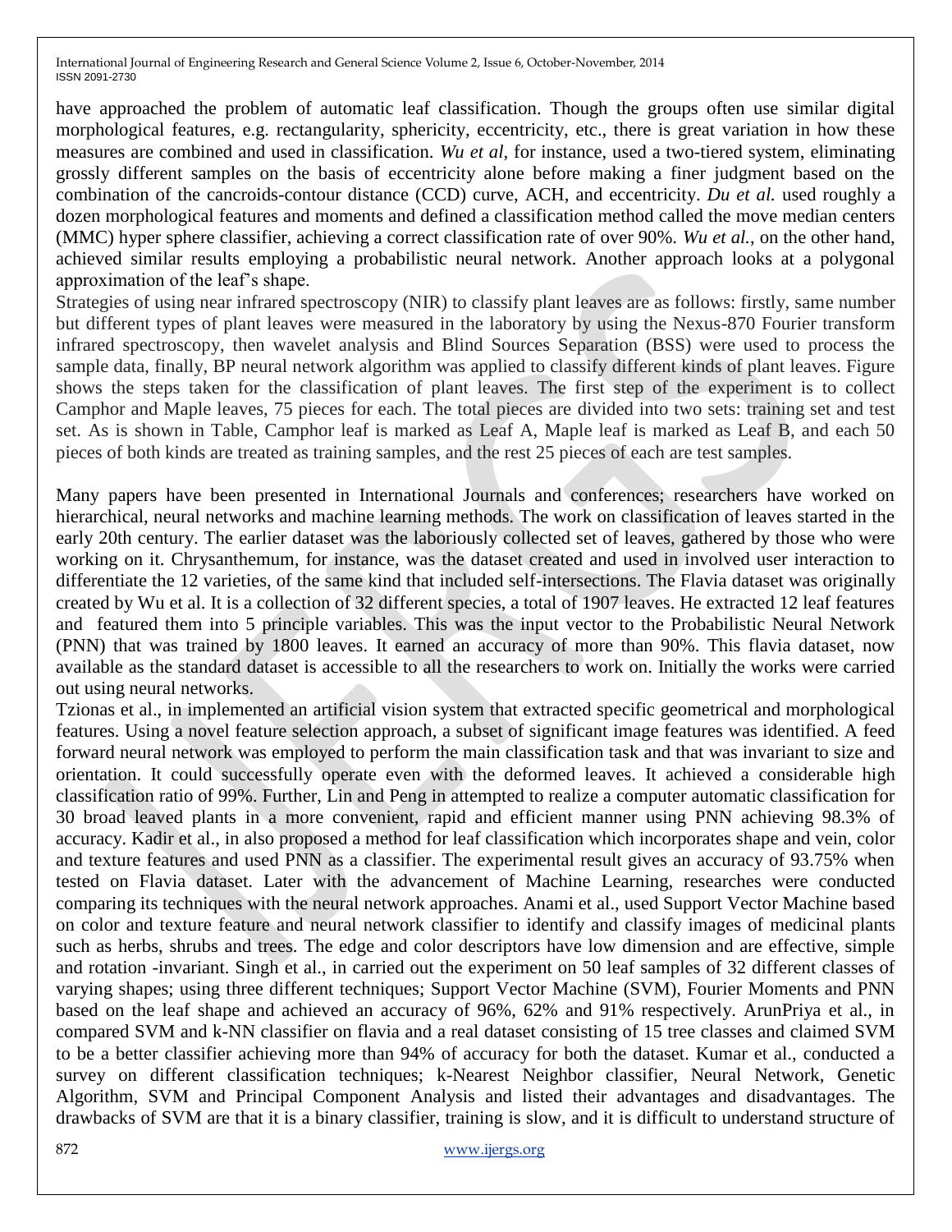have approached the problem of automatic leaf classification. Though the groups often use similar digital morphological features, e.g. rectangularity, sphericity, eccentricity, etc., there is great variation in how these measures are combined and used in classification. *Wu et al,* for instance, used a two-tiered system, eliminating grossly different samples on the basis of eccentricity alone before making a finer judgment based on the combination of the cancroids-contour distance (CCD) curve, ACH, and eccentricity. *Du et al.* used roughly a dozen morphological features and moments and defined a classification method called the move median centers (MMC) hyper sphere classifier, achieving a correct classification rate of over 90%. *Wu et al.*, on the other hand, achieved similar results employing a probabilistic neural network. Another approach looks at a polygonal approximation of the leaf's shape.

Strategies of using near infrared spectroscopy (NIR) to classify plant leaves are as follows: firstly, same number but different types of plant leaves were measured in the laboratory by using the Nexus-870 Fourier transform infrared spectroscopy, then wavelet analysis and Blind Sources Separation (BSS) were used to process the sample data, finally, BP neural network algorithm was applied to classify different kinds of plant leaves. Figure shows the steps taken for the classification of plant leaves. The first step of the experiment is to collect Camphor and Maple leaves, 75 pieces for each. The total pieces are divided into two sets: training set and test set. As is shown in Table, Camphor leaf is marked as Leaf A, Maple leaf is marked as Leaf B, and each 50 pieces of both kinds are treated as training samples, and the rest 25 pieces of each are test samples.

Many papers have been presented in International Journals and conferences; researchers have worked on hierarchical, neural networks and machine learning methods. The work on classification of leaves started in the early 20th century. The earlier dataset was the laboriously collected set of leaves, gathered by those who were working on it. Chrysanthemum, for instance, was the dataset created and used in involved user interaction to differentiate the 12 varieties, of the same kind that included self-intersections. The Flavia dataset was originally created by Wu et al. It is a collection of 32 different species, a total of 1907 leaves. He extracted 12 leaf features and featured them into 5 principle variables. This was the input vector to the Probabilistic Neural Network (PNN) that was trained by 1800 leaves. It earned an accuracy of more than 90%. This flavia dataset, now available as the standard dataset is accessible to all the researchers to work on. Initially the works were carried out using neural networks.

Tzionas et al., in implemented an artificial vision system that extracted specific geometrical and morphological features. Using a novel feature selection approach, a subset of significant image features was identified. A feed forward neural network was employed to perform the main classification task and that was invariant to size and orientation. It could successfully operate even with the deformed leaves. It achieved a considerable high classification ratio of 99%. Further, Lin and Peng in attempted to realize a computer automatic classification for 30 broad leaved plants in a more convenient, rapid and efficient manner using PNN achieving 98.3% of accuracy. Kadir et al., in also proposed a method for leaf classification which incorporates shape and vein, color and texture features and used PNN as a classifier. The experimental result gives an accuracy of 93.75% when tested on Flavia dataset. Later with the advancement of Machine Learning, researches were conducted comparing its techniques with the neural network approaches. Anami et al., used Support Vector Machine based on color and texture feature and neural network classifier to identify and classify images of medicinal plants such as herbs, shrubs and trees. The edge and color descriptors have low dimension and are effective, simple and rotation -invariant. Singh et al., in carried out the experiment on 50 leaf samples of 32 different classes of varying shapes; using three different techniques; Support Vector Machine (SVM), Fourier Moments and PNN based on the leaf shape and achieved an accuracy of 96%, 62% and 91% respectively. ArunPriya et al., in compared SVM and k-NN classifier on flavia and a real dataset consisting of 15 tree classes and claimed SVM to be a better classifier achieving more than 94% of accuracy for both the dataset. Kumar et al., conducted a survey on different classification techniques; k-Nearest Neighbor classifier, Neural Network, Genetic Algorithm, SVM and Principal Component Analysis and listed their advantages and disadvantages. The drawbacks of SVM are that it is a binary classifier, training is slow, and it is difficult to understand structure of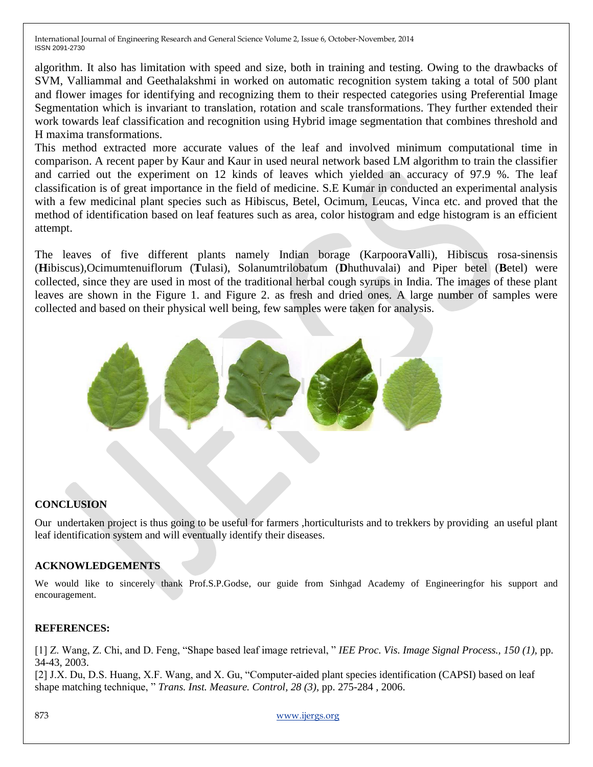algorithm. It also has limitation with speed and size, both in training and testing. Owing to the drawbacks of SVM, Valliammal and Geethalakshmi in worked on automatic recognition system taking a total of 500 plant and flower images for identifying and recognizing them to their respected categories using Preferential Image Segmentation which is invariant to translation, rotation and scale transformations. They further extended their work towards leaf classification and recognition using Hybrid image segmentation that combines threshold and H maxima transformations.

This method extracted more accurate values of the leaf and involved minimum computational time in comparison. A recent paper by Kaur and Kaur in used neural network based LM algorithm to train the classifier and carried out the experiment on 12 kinds of leaves which yielded an accuracy of 97.9 %. The leaf classification is of great importance in the field of medicine. S.E Kumar in conducted an experimental analysis with a few medicinal plant species such as Hibiscus, Betel, Ocimum, Leucas, Vinca etc. and proved that the method of identification based on leaf features such as area, color histogram and edge histogram is an efficient attempt.

The leaves of five different plants namely Indian borage (Karpoora**V**alli), Hibiscus rosa-sinensis (**H**ibiscus),Ocimumtenuiflorum (**T**ulasi), Solanumtrilobatum (**D**huthuvalai) and Piper betel (**B**etel) were collected, since they are used in most of the traditional herbal cough syrups in India. The images of these plant leaves are shown in the Figure 1. and Figure 2. as fresh and dried ones. A large number of samples were collected and based on their physical well being, few samples were taken for analysis.

## CONCLUSION

Our undertaken project is thus going to be useful for farmers ,horticulturists and to trekkers by providing an useful plant leaf identification system and will eventually identify their diseases.

## ACKNOWLEDGEMENTS

We would like to sincerely thank Prof.S.P.Godse, our guide from Sinhgad Academy of Engineeringfor his support and encouragement.

## REFERENCES:

[1] Z. Wang, Z. Chi, and D. Feng, "Shape based leaf image retrieval, " *IEE Proc. Vis. Image Signal Process., 150 (1)*, pp. 34-43, 2003.

[2] J.X. Du, D.S. Huang, X.F. Wang, and X. Gu, "Computer-aided plant species identification (CAPSI) based on leaf shape matching technique, " *Trans. Inst. Measure. Control, 28 (3)*, pp. 275-284 , 2006.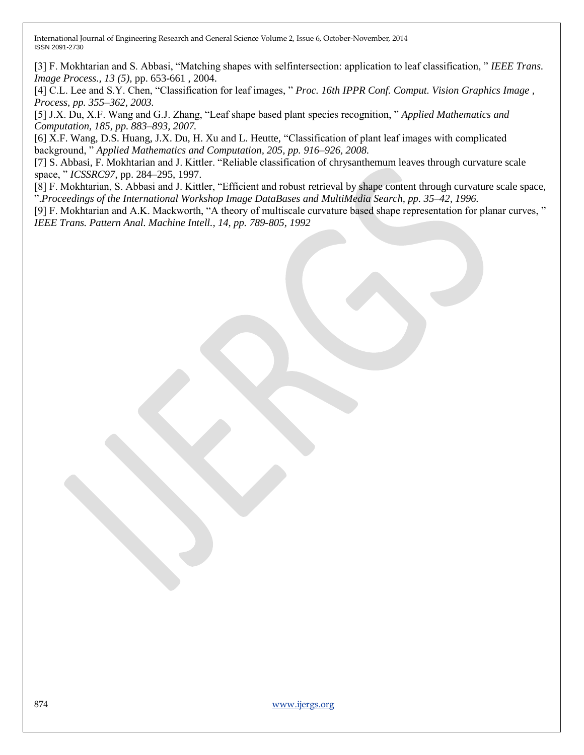[3] F. Mokhtarian and S. Abbasi, "Matching shapes with selfintersection: application to leaf classification, " *IEEE Trans. Image Process., 13 (5),* pp. 653-661 , 2004.

[4] C.L. Lee and S.Y. Chen, "Classification for leaf images, " *Proc. 16th IPPR Conf. Comput. Vision Graphics Image , Process, pp. 355–362, 2003.*

[5] J.X. Du, X.F. Wang and G.J. Zhang, "Leaf shape based plant species recognition, " *Applied Mathematics and Computation, 185, pp. 883–893, 2007.*

[6] X.F. Wang, D.S. Huang, J.X. Du, H. Xu and L. Heutte, "Classification of plant leaf images with complicated background, " *Applied Mathematics and Computation, 205, pp. 916–926, 2008.*

[7] S. Abbasi, F. Mokhtarian and J. Kittler. "Reliable classification of chrysanthemum leaves through curvature scale space, " *ICSSRC97,* pp. 284–295, 1997.

[8] F. Mokhtarian, S. Abbasi and J. Kittler, "Efficient and robust retrieval by shape content through curvature scale space, ".*Proceedings of the International Workshop Image DataBases and MultiMedia Search, pp. 35–42, 1996.*

[9] F. Mokhtarian and A.K. Mackworth, "A theory of multiscale curvature based shape representation for planar curves, " *IEEE Trans. Pattern Anal. Machine Intell., 14, pp. 789-805, 1992*